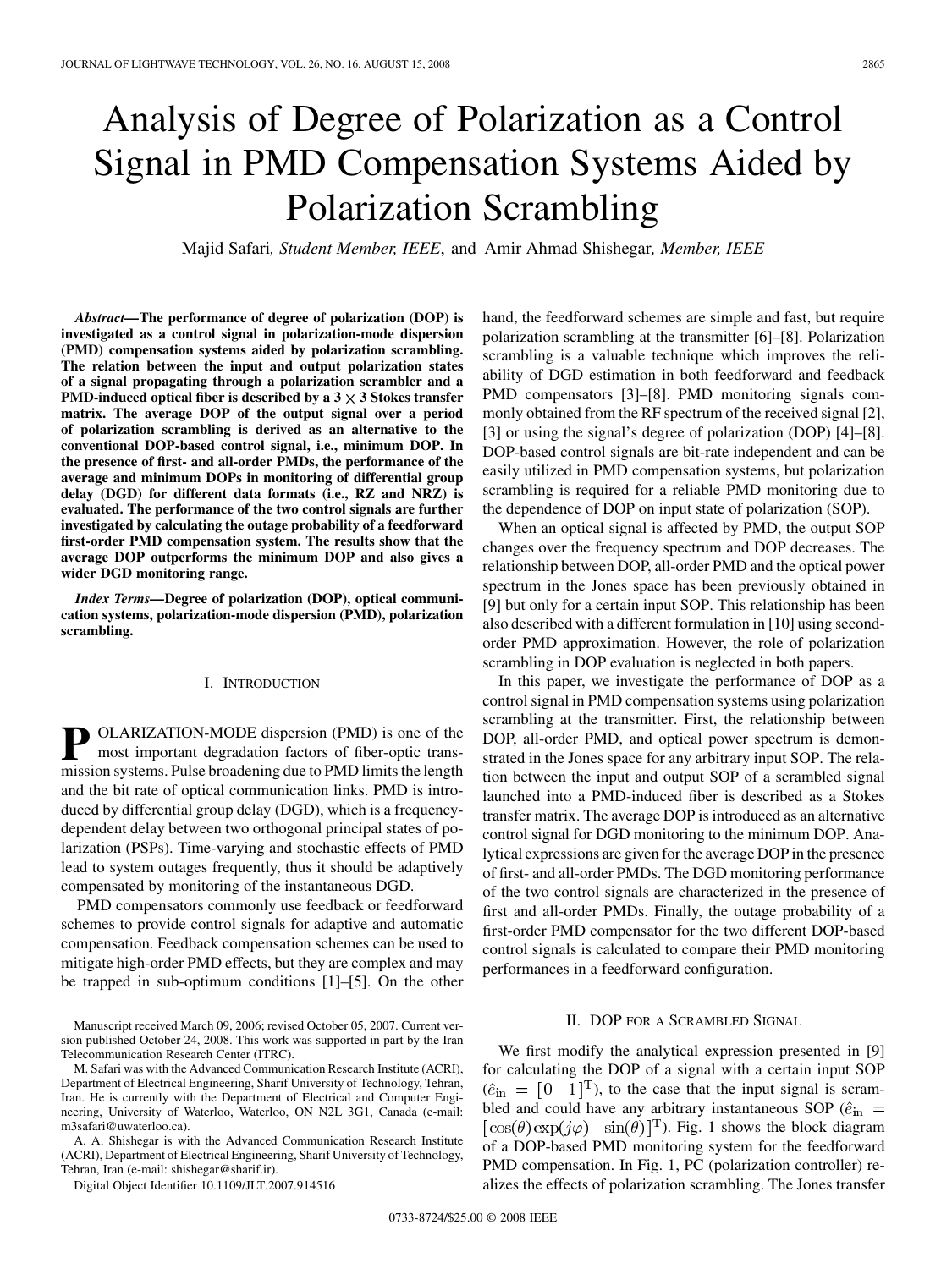# Analysis of Degree of Polarization as a Control Signal in PMD Compensation Systems Aided by Polarization Scrambling

Majid Safari, *Student Member, IEEE*, and Amir Ahmad Shishegar, *Member, IEEE*

***Abstract*—The performance of degree of polarization (DOP) is investigated as a control signal in polarization-mode dispersion (PMD) compensation systems aided by polarization scrambling. The relation between the input and output polarization states of a signal propagating through a polarization scrambler and a PMD-induced optical fiber is described by a $3 \times 3$ Stokes transfer matrix. The average DOP of the output signal over a period of polarization scrambling is derived as an alternative to the conventional DOP-based control signal, i.e., minimum DOP. In the presence of first- and all-order PMDs, the performance of the average and minimum DOPs in monitoring of differential group delay (DGD) for different data formats (i.e., RZ and NRZ) is evaluated. The performance of the two control signals are further investigated by calculating the outage probability of a feedforward first-order PMD compensation system. The results show that the average DOP outperforms the minimum DOP and also gives a wider DGD monitoring range.**

***Index Terms*—Degree of polarization (DOP), optical communication systems, polarization-mode dispersion (PMD), polarization scrambling.**

## I. Introduction

POLARIZATION-MODE dispersion (PMD) is one of the most important degradation factors of fiber-optic transmission systems. Pulse broadening due to PMD limits the length and the bit rate of optical communication links. PMD is introduced by differential group delay (DGD), which is a frequency-dependent delay between two orthogonal principal states of polarization (PSPs). Time-varying and stochastic effects of PMD lead to system outages frequently, thus it should be adaptively compensated by monitoring of the instantaneous DGD.

PMD compensators commonly use feedback or feedforward schemes to provide control signals for adaptive and automatic compensation. Feedback compensation schemes can be used to mitigate high-order PMD effects, but they are complex and may be trapped in sub-optimum conditions [1]–[5]. On the other hand, the feedforward schemes are simple and fast, but require polarization scrambling at the transmitter [6]–[8]. Polarization scrambling is a valuable technique which improves the reliability of DGD estimation in both feedforward and feedback PMD compensators [3]–[8]. PMD monitoring signals commonly obtained from the RF spectrum of the received signal [2], [3] or using the signal's degree of polarization (DOP) [4]–[8]. DOP-based control signals are bit-rate independent and can be easily utilized in PMD compensation systems, but polarization scrambling is required for a reliable PMD monitoring due to the dependence of DOP on input state of polarization (SOP).

When an optical signal is affected by PMD, the output SOP changes over the frequency spectrum and DOP decreases. The relationship between DOP, all-order PMD and the optical power spectrum in the Jones space has been previously obtained in [9] but only for a certain input SOP. This relationship has been also described with a different formulation in [10] using second-order PMD approximation. However, the role of polarization scrambling in DOP evaluation is neglected in both papers.

In this paper, we investigate the performance of DOP as a control signal in PMD compensation systems using polarization scrambling at the transmitter. First, the relationship between DOP, all-order PMD, and optical power spectrum is demonstrated in the Jones space for any arbitrary input SOP. The relation between the input and output SOP of a scrambled signal launched into a PMD-induced fiber is described as a Stokes transfer matrix. The average DOP is introduced as an alternative control signal for DGD monitoring to the minimum DOP. Analytical expressions are given for the average DOP in the presence of first- and all-order PMDs. The DGD monitoring performance of the two control signals are characterized in the presence of first and all-order PMDs. Finally, the outage probability of a first-order PMD compensator for the two different DOP-based control signals is calculated to compare their PMD monitoring performances in a feedforward configuration.

## II. DOP for a Scrambled Signal

We first modify the analytical expression presented in [9] for calculating the DOP of a signal with a certain input SOP ($\hat{e}_{\text{in}} = [0 \quad 1]^{\text{T}}$), to the case that the input signal is scrambled and could have any arbitrary instantaneous SOP ($\hat{e}_{\text{in}} = [\cos(\theta)\exp(j\varphi) \quad \sin(\theta)]^{\text{T}}$). Fig. 1 shows the block diagram of a DOP-based PMD monitoring system for the feedforward PMD compensation. In Fig. 1, PC (polarization controller) realizes the effects of polarization scrambling. The Jones transfer

Manuscript received March 09, 2006; revised October 05, 2007. Current version published October 24, 2008. This work was supported in part by the Iran Telecommunication Research Center (ITRC).

M. Safari was with the Advanced Communication Research Institute (ACRI), Department of Electrical Engineering, Sharif University of Technology, Tehran, Iran. He is currently with the Department of Electrical and Computer Engineering, University of Waterloo, Waterloo, ON N2L 3G1, Canada (e-mail: m3safari@uwaterloo.ca).

A. A. Shishegar is with the Advanced Communication Research Institute (ACRI), Department of Electrical Engineering, Sharif University of Technology, Tehran, Iran (e-mail: shishegar@sharif.ir).

Digital Object Identifier 10.1109/JLT.2007.914516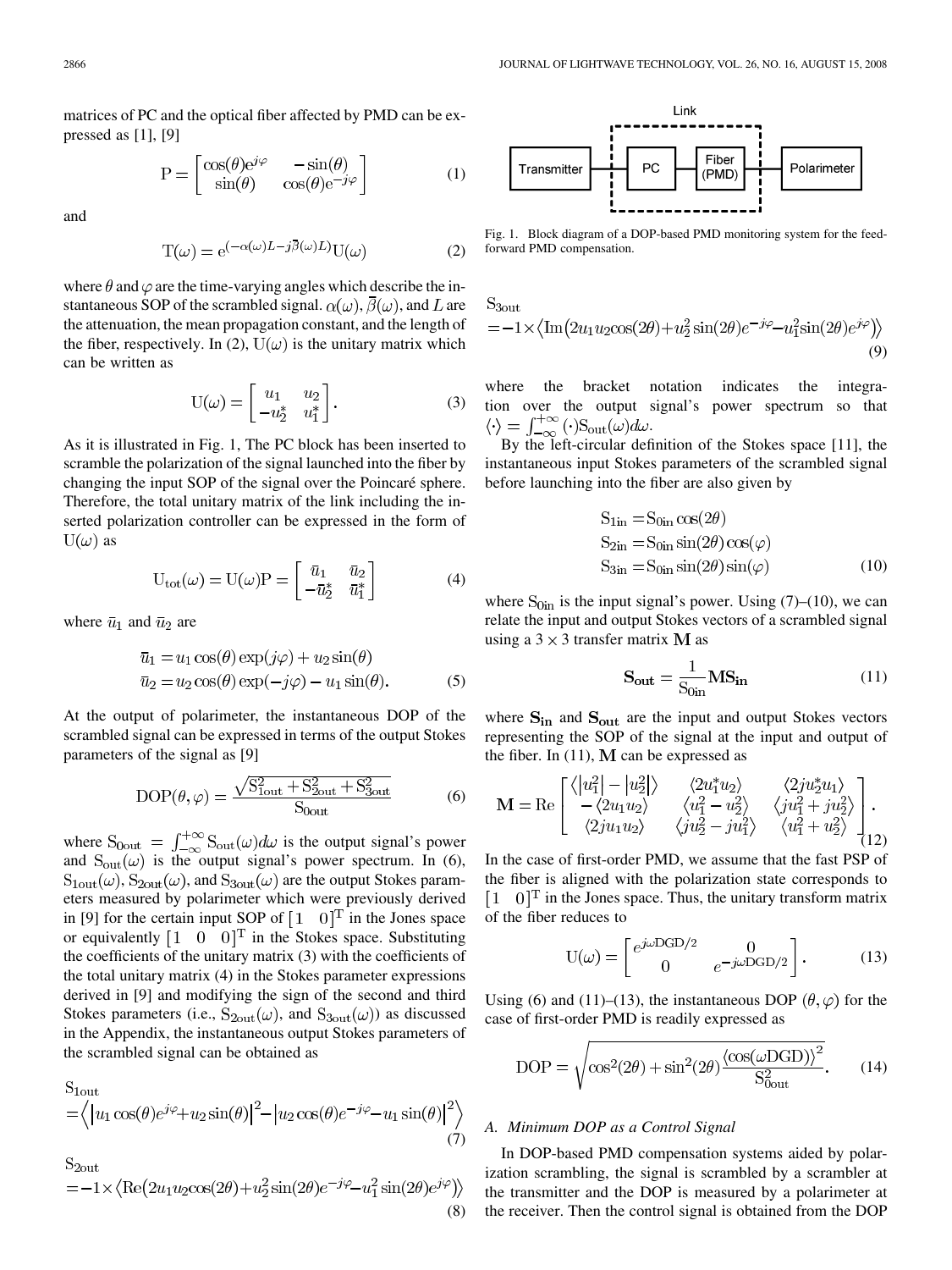matrices of PC and the optical fiber affected by PMD can be expressed as [1], [9]

$$\mathrm{P} = \begin{bmatrix} \cos(\theta)e^{j\varphi} & -\sin(\theta) \\ \sin(\theta) & \cos(\theta)e^{-j\varphi} \end{bmatrix} \tag{1}$$

and

$$\mathrm{T}(\omega) = e^{(-\alpha(\omega)L - j\overline{\beta}(\omega)L)}\mathrm{U}(\omega) \tag{2}$$

where $\theta$ and $\varphi$ are the time-varying angles which describe the instantaneous SOP of the scrambled signal. $\alpha(\omega)$, $\overline{\beta}(\omega)$, and $L$ are the attenuation, the mean propagation constant, and the length of the fiber, respectively. In (2), $\mathrm{U}(\omega)$ is the unitary matrix which can be written as

$$\mathrm{U}(\omega) = \begin{bmatrix} u_1 & u_2 \\ -u_2^* & u_1^* \end{bmatrix}. \tag{3}$$

As it is illustrated in Fig. 1, The PC block has been inserted to scramble the polarization of the signal launched into the fiber by changing the input SOP of the signal over the Poincaré sphere. Therefore, the total unitary matrix of the link including the inserted polarization controller can be expressed in the form of $\mathrm{U}(\omega)$ as

$$\mathrm{U}_{\mathrm{tot}}(\omega) = \mathrm{U}(\omega)\mathrm{P} = \begin{bmatrix} \bar{u}_1 & \bar{u}_2 \\ -\bar{u}_2^* & \bar{u}_1^* \end{bmatrix} \tag{4}$$

where $\bar{u}_1$ and $\bar{u}_2$ are

$$\begin{aligned} \bar{u}_1 &= u_1\cos(\theta)\exp(j\varphi) + u_2\sin(\theta) \\ \bar{u}_2 &= u_2\cos(\theta)\exp(-j\varphi) - u_1\sin(\theta). \end{aligned} \tag{5}$$

At the output of polarimeter, the instantaneous DOP of the scrambled signal can be expressed in terms of the output Stokes parameters of the signal as [9]

$$\mathrm{DOP}(\theta,\varphi) = \frac{\sqrt{\mathrm{S}_{1\mathrm{out}}^2 + \mathrm{S}_{2\mathrm{out}}^2 + \mathrm{S}_{3\mathrm{out}}^2}}{\mathrm{S}_{0\mathrm{out}}} \tag{6}$$

where $\mathrm{S}_{0\mathrm{out}} = \int_{-\infty}^{+\infty}\mathrm{S}_{\mathrm{out}}(\omega)d\omega$ is the output signal's power and $\mathrm{S}_{\mathrm{out}}(\omega)$ is the output signal's power spectrum. In (6), $\mathrm{S}_{1\mathrm{out}}(\omega)$, $\mathrm{S}_{2\mathrm{out}}(\omega)$, and $\mathrm{S}_{3\mathrm{out}}(\omega)$ are the output Stokes parameters measured by polarimeter which were previously derived in [9] for the certain input SOP of $[1 \quad 0]^{\mathrm{T}}$ in the Jones space or equivalently $[1 \quad 0 \quad 0]^{\mathrm{T}}$ in the Stokes space. Substituting the coefficients of the unitary matrix (3) with the coefficients of the total unitary matrix (4) in the Stokes parameter expressions derived in [9] and modifying the sign of the second and third Stokes parameters (i.e., $\mathrm{S}_{2\mathrm{out}}(\omega)$, and $\mathrm{S}_{3\mathrm{out}}(\omega)$) as discussed in the Appendix, the instantaneous output Stokes parameters of the scrambled signal can be obtained as

$$\mathrm{S}_{1\mathrm{out}} = \left\langle \left|u_1\cos(\theta)e^{j\varphi} + u_2\sin(\theta)\right|^2 - \left|u_2\cos(\theta)e^{-j\varphi} - u_1\sin(\theta)\right|^2 \right\rangle \tag{7}$$

$$\mathrm{S}_{2\mathrm{out}} = -1\times\left\langle \mathrm{Re}\left(2u_1u_2\cos(2\theta) + u_2^2\sin(2\theta)e^{-j\varphi} - u_1^2\sin(2\theta)e^{j\varphi}\right)\right\rangle \tag{8}$$

$$\mathrm{S}_{3\mathrm{out}} = -1\times\left\langle \mathrm{Im}\left(2u_1u_2\cos(2\theta) + u_2^2\sin(2\theta)e^{-j\varphi} - u_1^2\sin(2\theta)e^{j\varphi}\right)\right\rangle \tag{9}$$

where the bracket notation indicates the integration over the output signal's power spectrum so that $\langle\cdot\rangle = \int_{-\infty}^{+\infty}(\cdot)\mathrm{S}_{\mathrm{out}}(\omega)d\omega$.

By the left-circular definition of the Stokes space [11], the instantaneous input Stokes parameters of the scrambled signal before launching into the fiber are also given by

$$\begin{aligned} \mathrm{S}_{1\mathrm{in}} &= \mathrm{S}_{0\mathrm{in}}\cos(2\theta) \\ \mathrm{S}_{2\mathrm{in}} &= \mathrm{S}_{0\mathrm{in}}\sin(2\theta)\cos(\varphi) \\ \mathrm{S}_{3\mathrm{in}} &= \mathrm{S}_{0\mathrm{in}}\sin(2\theta)\sin(\varphi) \end{aligned} \tag{10}$$

where $\mathrm{S}_{0\mathrm{in}}$ is the input signal's power. Using (7)–(10), we can relate the input and output Stokes vectors of a scrambled signal using a $3\times 3$ transfer matrix $\mathbf{M}$ as

$$\mathbf{S_{out}} = \frac{1}{\mathrm{S}_{0\mathrm{in}}}\mathbf{M}\mathbf{S_{in}} \tag{11}$$

where $\mathbf{S_{in}}$ and $\mathbf{S_{out}}$ are the input and output Stokes vectors representing the SOP of the signal at the input and output of the fiber. In (11), $\mathbf{M}$ can be expressed as

$$\mathbf{M} = \mathrm{Re}\begin{bmatrix} \left\langle |u_1^2| - |u_2^2| \right\rangle & \langle 2u_1^*u_2\rangle & \langle 2ju_2^*u_1\rangle \\ -\langle 2u_1u_2\rangle & \langle u_1^2 - u_2^2\rangle & \langle ju_1^2 + ju_2^2\rangle \\ \langle 2ju_1u_2\rangle & \langle ju_2^2 - ju_1^2\rangle & \langle u_1^2 + u_2^2\rangle \end{bmatrix}. \tag{12}$$

In the case of first-order PMD, we assume that the fast PSP of the fiber is aligned with the polarization state corresponds to $[1 \quad 0]^{\mathrm{T}}$ in the Jones space. Thus, the unitary transform matrix of the fiber reduces to

$$\mathrm{U}(\omega) = \begin{bmatrix} e^{j\omega\mathrm{DGD}/2} & 0 \\ 0 & e^{-j\omega\mathrm{DGD}/2} \end{bmatrix}. \tag{13}$$

Using (6) and (11)–(13), the instantaneous DOP $(\theta,\varphi)$ for the case of first-order PMD is readily expressed as

$$\mathrm{DOP} = \sqrt{\cos^2(2\theta) + \sin^2(2\theta)\frac{\langle\cos(\omega\mathrm{DGD})\rangle^2}{\mathrm{S}_{0\mathrm{out}}^2}}. \tag{14}$$

Fig. 1. Block diagram of a DOP-based PMD monitoring system for the feed-forward PMD compensation.

### A. Minimum DOP as a Control Signal

In DOP-based PMD compensation systems aided by polarization scrambling, the signal is scrambled by a scrambler at the transmitter and the DOP is measured by a polarimeter at the receiver. Then the control signal is obtained from the DOP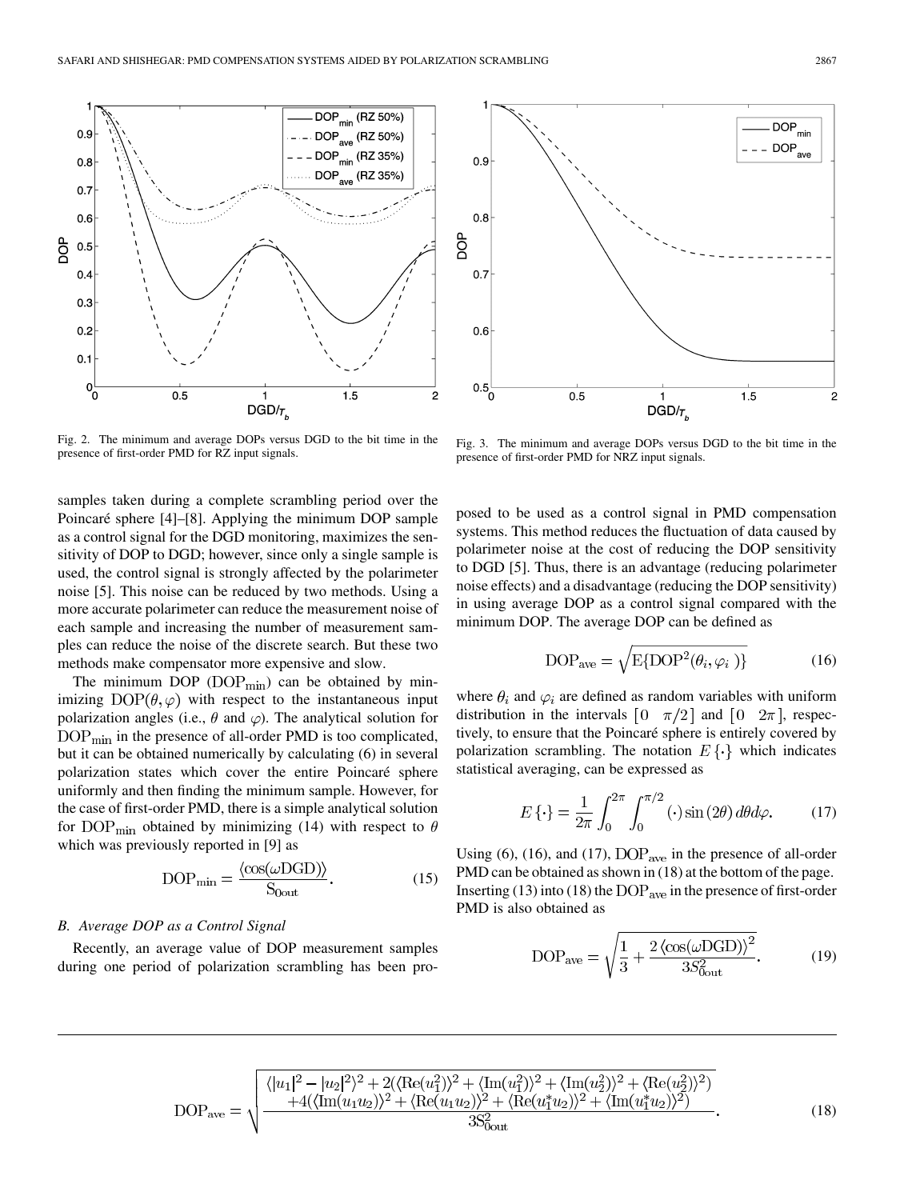Fig. 2. The minimum and average DOPs versus DGD to the bit time in the presence of first-order PMD for RZ input signals.

Fig. 3. The minimum and average DOPs versus DGD to the bit time in the presence of first-order PMD for NRZ input signals.

samples taken during a complete scrambling period over the Poincaré sphere [4]–[8]. Applying the minimum DOP sample as a control signal for the DGD monitoring, maximizes the sensitivity of DOP to DGD; however, since only a single sample is used, the control signal is strongly affected by the polarimeter noise [5]. This noise can be reduced by two methods. Using a more accurate polarimeter can reduce the measurement noise of each sample and increasing the number of measurement samples can reduce the noise of the discrete search. But these two methods make compensator more expensive and slow.

The minimum DOP ($\mathrm{DOP_{min}}$) can be obtained by minimizing $\mathrm{DOP}(\theta, \varphi)$ with respect to the instantaneous input polarization angles (i.e., $\theta$ and $\varphi$). The analytical solution for $\mathrm{DOP_{min}}$ in the presence of all-order PMD is too complicated, but it can be obtained numerically by calculating (6) in several polarization states which cover the entire Poincaré sphere uniformly and then finding the minimum sample. However, for the case of first-order PMD, there is a simple analytical solution for $\mathrm{DOP_{min}}$ obtained by minimizing (14) with respect to $\theta$ which was previously reported in [9] as

$$\mathrm{DOP_{min}} = \frac{\langle \cos(\omega \mathrm{DGD}) \rangle}{\mathrm{S_{0out}}}. \tag{15}$$

### *B. Average DOP as a Control Signal*

Recently, an average value of DOP measurement samples during one period of polarization scrambling has been proposed to be used as a control signal in PMD compensation systems. This method reduces the fluctuation of data caused by polarimeter noise at the cost of reducing the DOP sensitivity to DGD [5]. Thus, there is an advantage (reducing polarimeter noise effects) and a disadvantage (reducing the DOP sensitivity) in using average DOP as a control signal compared with the minimum DOP. The average DOP can be defined as

$$\mathrm{DOP_{ave}} = \sqrt{\mathrm{E}\{\mathrm{DOP}^2(\theta_i, \varphi_i)\}} \tag{16}$$

where $\theta_i$ and $\varphi_i$ are defined as random variables with uniform distribution in the intervals $[0 \quad \pi/2]$ and $[0 \quad 2\pi]$, respectively, to ensure that the Poincaré sphere is entirely covered by polarization scrambling. The notation $E\{\cdot\}$ which indicates statistical averaging, can be expressed as

$$E\{\cdot\} = \frac{1}{2\pi} \int_0^{2\pi} \int_0^{\pi/2} (\cdot) \sin(2\theta)\, d\theta d\varphi. \tag{17}$$

Using (6), (16), and (17), $\mathrm{DOP_{ave}}$ in the presence of all-order PMD can be obtained as shown in (18) at the bottom of the page. Inserting (13) into (18) the $\mathrm{DOP_{ave}}$ in the presence of first-order PMD is also obtained as

$$\mathrm{DOP_{ave}} = \sqrt{\frac{1}{3} + \frac{2\langle \cos(\omega \mathrm{DGD}) \rangle^2}{3S_{0\mathrm{out}}^2}}. \tag{19}$$

$$\mathrm{DOP_{ave}} = \sqrt{\frac{\langle |u_1|^2 - |u_2|^2 \rangle^2 + 2(\langle \mathrm{Re}(u_1^2) \rangle^2 + \langle \mathrm{Im}(u_1^2) \rangle^2 + \langle \mathrm{Im}(u_2^2) \rangle^2 + \langle \mathrm{Re}(u_2^2) \rangle^2) + 4(\langle \mathrm{Im}(u_1 u_2) \rangle^2 + \langle \mathrm{Re}(u_1 u_2) \rangle^2 + \langle \mathrm{Re}(u_1^* u_2) \rangle^2 + \langle \mathrm{Im}(u_1^* u_2) \rangle^2)}{3\mathrm{S_{0out}^2}}}. \tag{18}$$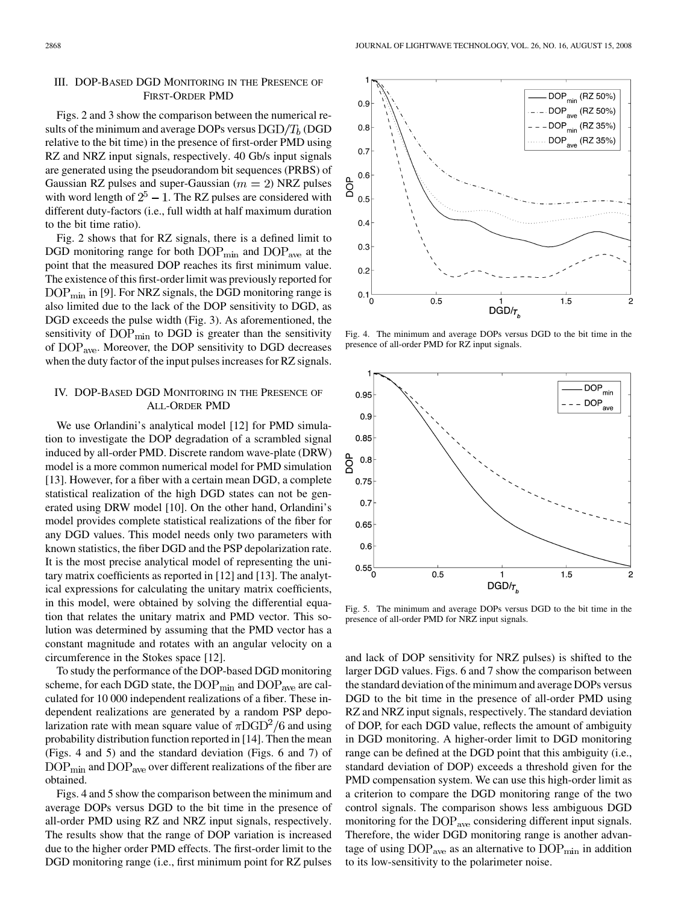## III. DOP-Based DGD Monitoring in the Presence of First-Order PMD

Figs. 2 and 3 show the comparison between the numerical results of the minimum and average DOPs versus $\mathrm{DGD}/T_b$ (DGD relative to the bit time) in the presence of first-order PMD using RZ and NRZ input signals, respectively. 40 Gb/s input signals are generated using the pseudorandom bit sequences (PRBS) of Gaussian RZ pulses and super-Gaussian ($m = 2$) NRZ pulses with word length of $2^5 - 1$. The RZ pulses are considered with different duty-factors (i.e., full width at half maximum duration to the bit time ratio).

Fig. 2 shows that for RZ signals, there is a defined limit to DGD monitoring range for both $\mathrm{DOP}_{\min}$ and $\mathrm{DOP}_{\mathrm{ave}}$ at the point that the measured DOP reaches its first minimum value. The existence of this first-order limit was previously reported for $\mathrm{DOP}_{\min}$ in [9]. For NRZ signals, the DGD monitoring range is also limited due to the lack of the DOP sensitivity to DGD, as DGD exceeds the pulse width (Fig. 3). As aforementioned, the sensitivity of $\mathrm{DOP}_{\min}$ to DGD is greater than the sensitivity of $\mathrm{DOP}_{\mathrm{ave}}$. Moreover, the DOP sensitivity to DGD decreases when the duty factor of the input pulses increases for RZ signals.

## IV. DOP-Based DGD Monitoring in the Presence of All-Order PMD

We use Orlandini's analytical model [12] for PMD simulation to investigate the DOP degradation of a scrambled signal induced by all-order PMD. Discrete random wave-plate (DRW) model is a more common numerical model for PMD simulation [13]. However, for a fiber with a certain mean DGD, a complete statistical realization of the high DGD states can not be generated using DRW model [10]. On the other hand, Orlandini's model provides complete statistical realizations of the fiber for any DGD values. This model needs only two parameters with known statistics, the fiber DGD and the PSP depolarization rate. It is the most precise analytical model of representing the unitary matrix coefficients as reported in [12] and [13]. The analytical expressions for calculating the unitary matrix coefficients, in this model, were obtained by solving the differential equation that relates the unitary matrix and PMD vector. This solution was determined by assuming that the PMD vector has a constant magnitude and rotates with an angular velocity on a circumference in the Stokes space [12].

To study the performance of the DOP-based DGD monitoring scheme, for each DGD state, the $\mathrm{DOP}_{\min}$ and $\mathrm{DOP}_{\mathrm{ave}}$ are calculated for 10 000 independent realizations of a fiber. These independent realizations are generated by a random PSP depolarization rate with mean square value of $\pi \mathrm{DGD}^2/6$ and using probability distribution function reported in [14]. Then the mean (Figs. 4 and 5) and the standard deviation (Figs. 6 and 7) of $\mathrm{DOP}_{\min}$ and $\mathrm{DOP}_{\mathrm{ave}}$ over different realizations of the fiber are obtained.

Figs. 4 and 5 show the comparison between the minimum and average DOPs versus DGD to the bit time in the presence of all-order PMD using RZ and NRZ input signals, respectively. The results show that the range of DOP variation is increased due to the higher order PMD effects. The first-order limit to the DGD monitoring range (i.e., first minimum point for RZ pulses and lack of DOP sensitivity for NRZ pulses) is shifted to the larger DGD values. Figs. 6 and 7 show the comparison between the standard deviation of the minimum and average DOPs versus DGD to the bit time in the presence of all-order PMD using RZ and NRZ input signals, respectively. The standard deviation of DOP, for each DGD value, reflects the amount of ambiguity in DGD monitoring. A higher-order limit to DGD monitoring range can be defined at the DGD point that this ambiguity (i.e., standard deviation of DOP) exceeds a threshold given for the PMD compensation system. We can use this high-order limit as a criterion to compare the DGD monitoring range of the two control signals. The comparison shows less ambiguous DGD monitoring for the $\mathrm{DOP}_{\mathrm{ave}}$ considering different input signals. Therefore, the wider DGD monitoring range is another advantage of using $\mathrm{DOP}_{\mathrm{ave}}$ as an alternative to $\mathrm{DOP}_{\min}$ in addition to its low-sensitivity to the polarimeter noise.

Fig. 4. The minimum and average DOPs versus DGD to the bit time in the presence of all-order PMD for RZ input signals.

Fig. 5. The minimum and average DOPs versus DGD to the bit time in the presence of all-order PMD for NRZ input signals.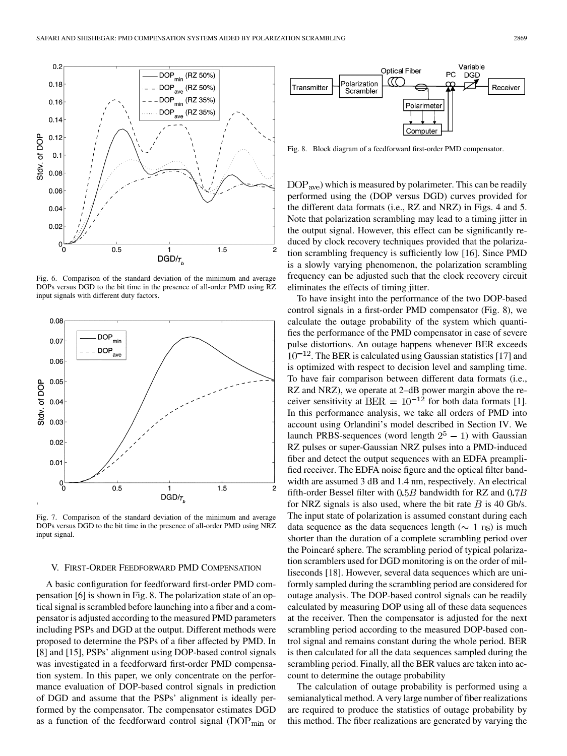Fig. 6. Comparison of the standard deviation of the minimum and average DOPs versus DGD to the bit time in the presence of all-order PMD using RZ input signals with different duty factors.

Fig. 7. Comparison of the standard deviation of the minimum and average DOPs versus DGD to the bit time in the presence of all-order PMD using NRZ input signal.

## V. First-Order Feedforward PMD Compensation

A basic configuration for feedforward first-order PMD compensation [6] is shown in Fig. 8. The polarization state of an optical signal is scrambled before launching into a fiber and a compensator is adjusted according to the measured PMD parameters including PSPs and DGD at the output. Different methods were proposed to determine the PSPs of a fiber affected by PMD. In [8] and [15], PSPs' alignment using DOP-based control signals was investigated in a feedforward first-order PMD compensation system. In this paper, we only concentrate on the performance evaluation of DOP-based control signals in prediction of DGD and assume that the PSPs' alignment is ideally performed by the compensator. The compensator estimates DGD as a function of the feedforward control signal ($\mathrm{DOP}_{\min}$ or $\mathrm{DOP}_{\mathrm{ave}}$) which is measured by polarimeter. This can be readily performed using the (DOP versus DGD) curves provided for the different data formats (i.e., RZ and NRZ) in Figs. 4 and 5. Note that polarization scrambling may lead to a timing jitter in the output signal. However, this effect can be significantly reduced by clock recovery techniques provided that the polarization scrambling frequency is sufficiently low [16]. Since PMD is a slowly varying phenomenon, the polarization scrambling frequency can be adjusted such that the clock recovery circuit eliminates the effects of timing jitter.

Fig. 8. Block diagram of a feedforward first-order PMD compensator.

To have insight into the performance of the two DOP-based control signals in a first-order PMD compensator (Fig. 8), we calculate the outage probability of the system which quantifies the performance of the PMD compensator in case of severe pulse distortions. An outage happens whenever BER exceeds $10^{-12}$. The BER is calculated using Gaussian statistics [17] and is optimized with respect to decision level and sampling time. To have fair comparison between different data formats (i.e., RZ and NRZ), we operate at 2–dB power margin above the receiver sensitivity at $\mathrm{BER} = 10^{-12}$ for both data formats [1]. In this performance analysis, we take all orders of PMD into account using Orlandini's model described in Section IV. We launch PRBS-sequences (word length $2^5 - 1$) with Gaussian RZ pulses or super-Gaussian NRZ pulses into a PMD-induced fiber and detect the output sequences with an EDFA preamplified receiver. The EDFA noise figure and the optical filter bandwidth are assumed 3 dB and 1.4 nm, respectively. An electrical fifth-order Bessel filter with $0.5B$ bandwidth for RZ and $0.7B$ for NRZ signals is also used, where the bit rate $B$ is 40 Gb/s. The input state of polarization is assumed constant during each data sequence as the data sequences length ($\sim 1$ ns) is much shorter than the duration of a complete scrambling period over the Poincaré sphere. The scrambling period of typical polarization scramblers used for DGD monitoring is on the order of milliseconds [18]. However, several data sequences which are uniformly sampled during the scrambling period are considered for outage analysis. The DOP-based control signals can be readily calculated by measuring DOP using all of these data sequences at the receiver. Then the compensator is adjusted for the next scrambling period according to the measured DOP-based control signal and remains constant during the whole period. BER is then calculated for all the data sequences sampled during the scrambling period. Finally, all the BER values are taken into account to determine the outage probability

The calculation of outage probability is performed using a semianalytical method. A very large number of fiber realizations are required to produce the statistics of outage probability by this method. The fiber realizations are generated by varying the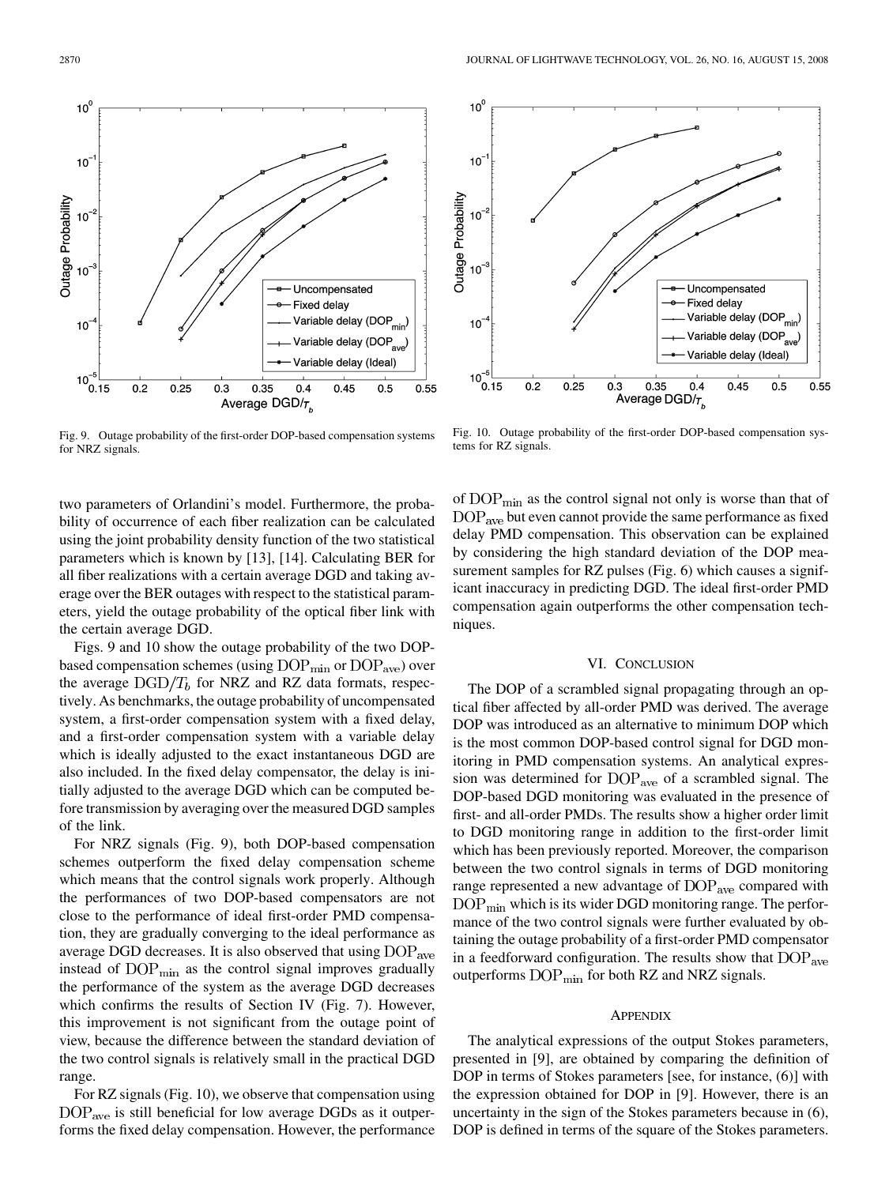Fig. 9. Outage probability of the first-order DOP-based compensation systems for NRZ signals.

Fig. 10. Outage probability of the first-order DOP-based compensation systems for RZ signals.

two parameters of Orlandini's model. Furthermore, the probability of occurrence of each fiber realization can be calculated using the joint probability density function of the two statistical parameters which is known by [13], [14]. Calculating BER for all fiber realizations with a certain average DGD and taking average over the BER outages with respect to the statistical parameters, yield the outage probability of the optical fiber link with the certain average DGD.

Figs. 9 and 10 show the outage probability of the two DOP-based compensation schemes (using $\mathrm{DOP_{min}}$ or $\mathrm{DOP_{ave}}$) over the average $\mathrm{DGD}/T_b$ for NRZ and RZ data formats, respectively. As benchmarks, the outage probability of uncompensated system, a first-order compensation system with a fixed delay, and a first-order compensation system with a variable delay which is ideally adjusted to the exact instantaneous DGD are also included. In the fixed delay compensator, the delay is initially adjusted to the average DGD which can be computed before transmission by averaging over the measured DGD samples of the link.

For NRZ signals (Fig. 9), both DOP-based compensation schemes outperform the fixed delay compensation scheme which means that the control signals work properly. Although the performances of two DOP-based compensators are not close to the performance of ideal first-order PMD compensation, they are gradually converging to the ideal performance as average DGD decreases. It is also observed that using $\mathrm{DOP_{ave}}$ instead of $\mathrm{DOP_{min}}$ as the control signal improves gradually the performance of the system as the average DGD decreases which confirms the results of Section IV (Fig. 7). However, this improvement is not significant from the outage point of view, because the difference between the standard deviation of the two control signals is relatively small in the practical DGD range.

For RZ signals (Fig. 10), we observe that compensation using $\mathrm{DOP_{ave}}$ is still beneficial for low average DGDs as it outperforms the fixed delay compensation. However, the performance of $\mathrm{DOP_{min}}$ as the control signal not only is worse than that of $\mathrm{DOP_{ave}}$ but even cannot provide the same performance as fixed delay PMD compensation. This observation can be explained by considering the high standard deviation of the DOP measurement samples for RZ pulses (Fig. 6) which causes a significant inaccuracy in predicting DGD. The ideal first-order PMD compensation again outperforms the other compensation techniques.

## VI. Conclusion

The DOP of a scrambled signal propagating through an optical fiber affected by all-order PMD was derived. The average DOP was introduced as an alternative to minimum DOP which is the most common DOP-based control signal for DGD monitoring in PMD compensation systems. An analytical expression was determined for $\mathrm{DOP_{ave}}$ of a scrambled signal. The DOP-based DGD monitoring was evaluated in the presence of first- and all-order PMDs. The results show a higher order limit to DGD monitoring range in addition to the first-order limit which has been previously reported. Moreover, the comparison between the two control signals in terms of DGD monitoring range represented a new advantage of $\mathrm{DOP_{ave}}$ compared with $\mathrm{DOP_{min}}$ which is its wider DGD monitoring range. The performance of the two control signals were further evaluated by obtaining the outage probability of a first-order PMD compensator in a feedforward configuration. The results show that $\mathrm{DOP_{ave}}$ outperforms $\mathrm{DOP_{min}}$ for both RZ and NRZ signals.

## Appendix

The analytical expressions of the output Stokes parameters, presented in [9], are obtained by comparing the definition of DOP in terms of Stokes parameters [see, for instance, (6)] with the expression obtained for DOP in [9]. However, there is an uncertainty in the sign of the Stokes parameters because in (6), DOP is defined in terms of the square of the Stokes parameters.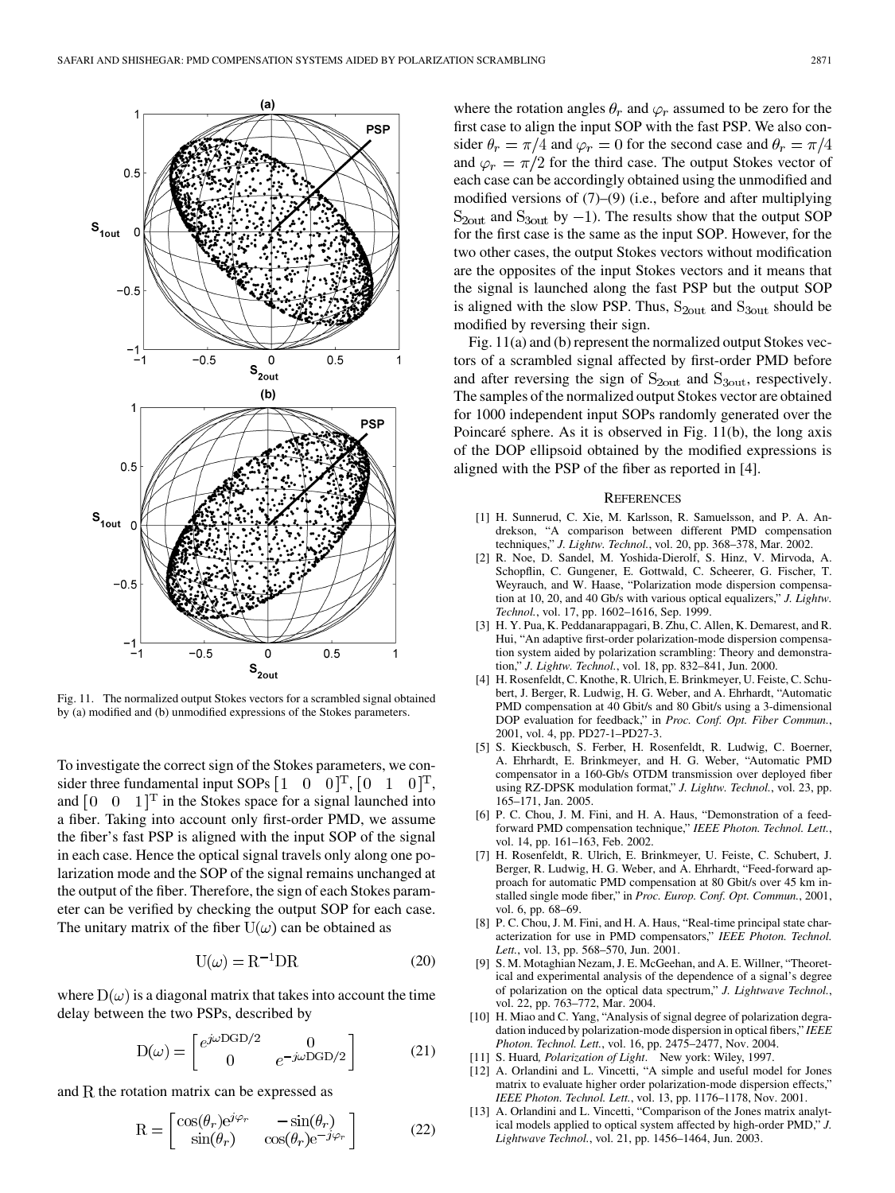Fig. 11. The normalized output Stokes vectors for a scrambled signal obtained by (a) modified and (b) unmodified expressions of the Stokes parameters.

To investigate the correct sign of the Stokes parameters, we consider three fundamental input SOPs $[1 \quad 0 \quad 0]^{\mathrm{T}}, [0 \quad 1 \quad 0]^{\mathrm{T}}$, and $[0 \quad 0 \quad 1]^{\mathrm{T}}$ in the Stokes space for a signal launched into a fiber. Taking into account only first-order PMD, we assume the fiber's fast PSP is aligned with the input SOP of the signal in each case. Hence the optical signal travels only along one polarization mode and the SOP of the signal remains unchanged at the output of the fiber. Therefore, the sign of each Stokes parameter can be verified by checking the output SOP for each case. The unitary matrix of the fiber $\mathrm{U}(\omega)$ can be obtained as

$$\mathrm{U}(\omega) = \mathrm{R}^{-1}\mathrm{D}\mathrm{R} \tag{20}$$

where $\mathrm{D}(\omega)$ is a diagonal matrix that takes into account the time delay between the two PSPs, described by

$$\mathrm{D}(\omega) = \begin{bmatrix} e^{j\omega \mathrm{DGD}/2} & 0 \\ 0 & e^{-j\omega \mathrm{DGD}/2} \end{bmatrix} \tag{21}$$

and $\mathrm{R}$ the rotation matrix can be expressed as

$$\mathrm{R} = \begin{bmatrix} \cos(\theta_r)e^{j\varphi_r} & -\sin(\theta_r) \\ \sin(\theta_r) & \cos(\theta_r)e^{-j\varphi_r} \end{bmatrix} \tag{22}$$

where the rotation angles $\theta_r$ and $\varphi_r$ assumed to be zero for the first case to align the input SOP with the fast PSP. We also consider $\theta_r = \pi/4$ and $\varphi_r = 0$ for the second case and $\theta_r = \pi/4$ and $\varphi_r = \pi/2$ for the third case. The output Stokes vector of each case can be accordingly obtained using the unmodified and modified versions of (7)–(9) (i.e., before and after multiplying $\mathrm{S}_{2\mathrm{out}}$ and $\mathrm{S}_{3\mathrm{out}}$ by $-1$). The results show that the output SOP for the first case is the same as the input SOP. However, for the two other cases, the output Stokes vectors without modification are the opposites of the input Stokes vectors and it means that the signal is launched along the fast PSP but the output SOP is aligned with the slow PSP. Thus, $\mathrm{S}_{2\mathrm{out}}$ and $\mathrm{S}_{3\mathrm{out}}$ should be modified by reversing their sign.

Fig. 11(a) and (b) represent the normalized output Stokes vectors of a scrambled signal affected by first-order PMD before and after reversing the sign of $\mathrm{S}_{2\mathrm{out}}$ and $\mathrm{S}_{3\mathrm{out}}$, respectively. The samples of the normalized output Stokes vector are obtained for 1000 independent input SOPs randomly generated over the Poincaré sphere. As it is observed in Fig. 11(b), the long axis of the DOP ellipsoid obtained by the modified expressions is aligned with the PSP of the fiber as reported in [4].

## References

[1] H. Sunnerud, C. Xie, M. Karlsson, R. Samuelsson, and P. A. Andrekson, "A comparison between different PMD compensation techniques," *J. Lightw. Technol.*, vol. 20, pp. 368–378, Mar. 2002.

[2] R. Noe, D. Sandel, M. Yoshida-Dierolf, S. Hinz, V. Mirvoda, A. Schopflin, C. Gungener, E. Gottwald, C. Scheerer, G. Fischer, T. Weyrauch, and W. Haase, "Polarization mode dispersion compensation at 10, 20, and 40 Gb/s with various optical equalizers," *J. Lightw. Technol.*, vol. 17, pp. 1602–1616, Sep. 1999.

[3] H. Y. Pua, K. Peddanarappagari, B. Zhu, C. Allen, K. Demarest, and R. Hui, "An adaptive first-order polarization-mode dispersion compensation system aided by polarization scrambling: Theory and demonstration," *J. Lightw. Technol.*, vol. 18, pp. 832–841, Jun. 2000.

[4] H. Rosenfeldt, C. Knothe, R. Ulrich, E. Brinkmeyer, U. Feiste, C. Schubert, J. Berger, R. Ludwig, H. G. Weber, and A. Ehrhardt, "Automatic PMD compensation at 40 Gbit/s and 80 Gbit/s using a 3-dimensional DOP evaluation for feedback," in *Proc. Conf. Opt. Fiber Commun.*, 2001, vol. 4, pp. PD27-1–PD27-3.

[5] S. Kieckbusch, S. Ferber, H. Rosenfeldt, R. Ludwig, C. Boerner, A. Ehrhardt, E. Brinkmeyer, and H. G. Weber, "Automatic PMD compensator in a 160-Gb/s OTDM transmission over deployed fiber using RZ-DPSK modulation format," *J. Lightw. Technol.*, vol. 23, pp. 165–171, Jan. 2005.

[6] P. C. Chou, J. M. Fini, and H. A. Haus, "Demonstration of a feed-forward PMD compensation technique," *IEEE Photon. Technol. Lett.*, vol. 14, pp. 161–163, Feb. 2002.

[7] H. Rosenfeldt, R. Ulrich, E. Brinkmeyer, U. Feiste, C. Schubert, J. Berger, R. Ludwig, H. G. Weber, and A. Ehrhardt, "Feed-forward approach for automatic PMD compensation at 80 Gbit/s over 45 km installed single mode fiber," in *Proc. Europ. Conf. Opt. Commun.*, 2001, vol. 6, pp. 68–69.

[8] P. C. Chou, J. M. Fini, and H. A. Haus, "Real-time principal state characterization for use in PMD compensators," *IEEE Photon. Technol. Lett.*, vol. 13, pp. 568–570, Jun. 2001.

[9] S. M. Motaghian Nezam, J. E. McGeehan, and A. E. Willner, "Theoretical and experimental analysis of the dependence of a signal's degree of polarization on the optical data spectrum," *J. Lightwave Technol.*, vol. 22, pp. 763–772, Mar. 2004.

[10] H. Miao and C. Yang, "Analysis of signal degree of polarization degradation induced by polarization-mode dispersion in optical fibers," *IEEE Photon. Technol. Lett.*, vol. 16, pp. 2475–2477, Nov. 2004.

[11] S. Huard, *Polarization of Light*. New york: Wiley, 1997.

[12] A. Orlandini and L. Vincetti, "A simple and useful model for Jones matrix to evaluate higher order polarization-mode dispersion effects," *IEEE Photon. Technol. Lett.*, vol. 13, pp. 1176–1178, Nov. 2001.

[13] A. Orlandini and L. Vincetti, "Comparison of the Jones matrix analytical models applied to optical system affected by high-order PMD," *J. Lightwave Technol.*, vol. 21, pp. 1456–1464, Jun. 2003.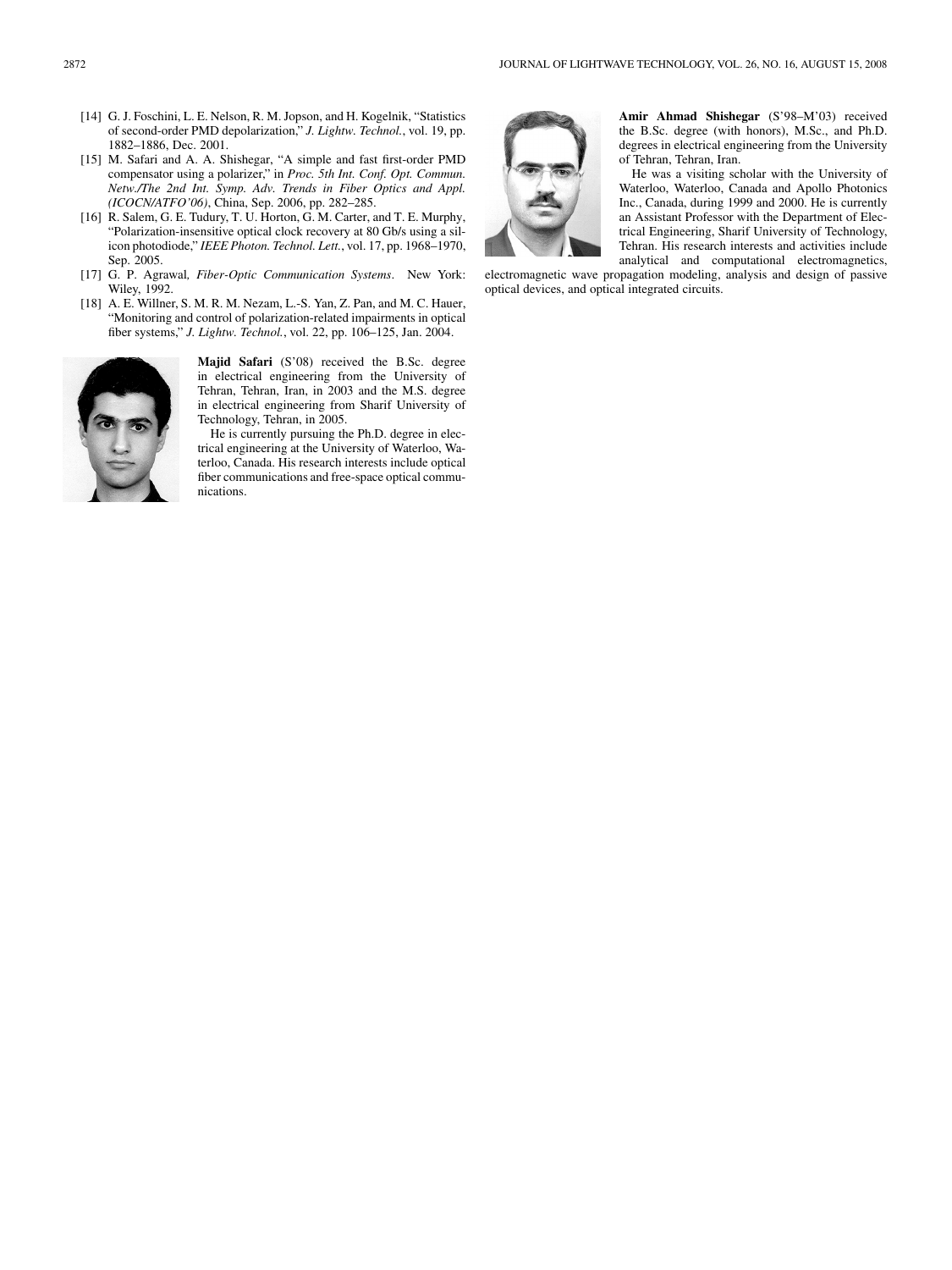[14] G. J. Foschini, L. E. Nelson, R. M. Jopson, and H. Kogelnik, "Statistics of second-order PMD depolarization," *J. Lightw. Technol.*, vol. 19, pp. 1882–1886, Dec. 2001.

[15] M. Safari and A. A. Shishegar, "A simple and fast first-order PMD compensator using a polarizer," in *Proc. 5th Int. Conf. Opt. Commun. Netw./The 2nd Int. Symp. Adv. Trends in Fiber Optics and Appl. (ICOCN/ATFO'06)*, China, Sep. 2006, pp. 282–285.

[16] R. Salem, G. E. Tudury, T. U. Horton, G. M. Carter, and T. E. Murphy, "Polarization-insensitive optical clock recovery at 80 Gb/s using a silicon photodiode," *IEEE Photon. Technol. Lett.*, vol. 17, pp. 1968–1970, Sep. 2005.

[17] G. P. Agrawal, *Fiber-Optic Communication Systems*. New York: Wiley, 1992.

[18] A. E. Willner, S. M. R. M. Nezam, L.-S. Yan, Z. Pan, and M. C. Hauer, "Monitoring and control of polarization-related impairments in optical fiber systems," *J. Lightw. Technol.*, vol. 22, pp. 106–125, Jan. 2004.

**Majid Safari** (S'08) received the B.Sc. degree in electrical engineering from the University of Tehran, Tehran, Iran, in 2003 and the M.S. degree in electrical engineering from Sharif University of Technology, Tehran, in 2005.

He is currently pursuing the Ph.D. degree in electrical engineering at the University of Waterloo, Waterloo, Canada. His research interests include optical fiber communications and free-space optical communications.

**Amir Ahmad Shishegar** (S'98–M'03) received the B.Sc. degree (with honors), M.Sc., and Ph.D. degrees in electrical engineering from the University of Tehran, Tehran, Iran.

He was a visiting scholar with the University of Waterloo, Waterloo, Canada and Apollo Photonics Inc., Canada, during 1999 and 2000. He is currently an Assistant Professor with the Department of Electrical Engineering, Sharif University of Technology, Tehran. His research interests and activities include analytical and computational electromagnetics, electromagnetic wave propagation modeling, analysis and design of passive optical devices, and optical integrated circuits.